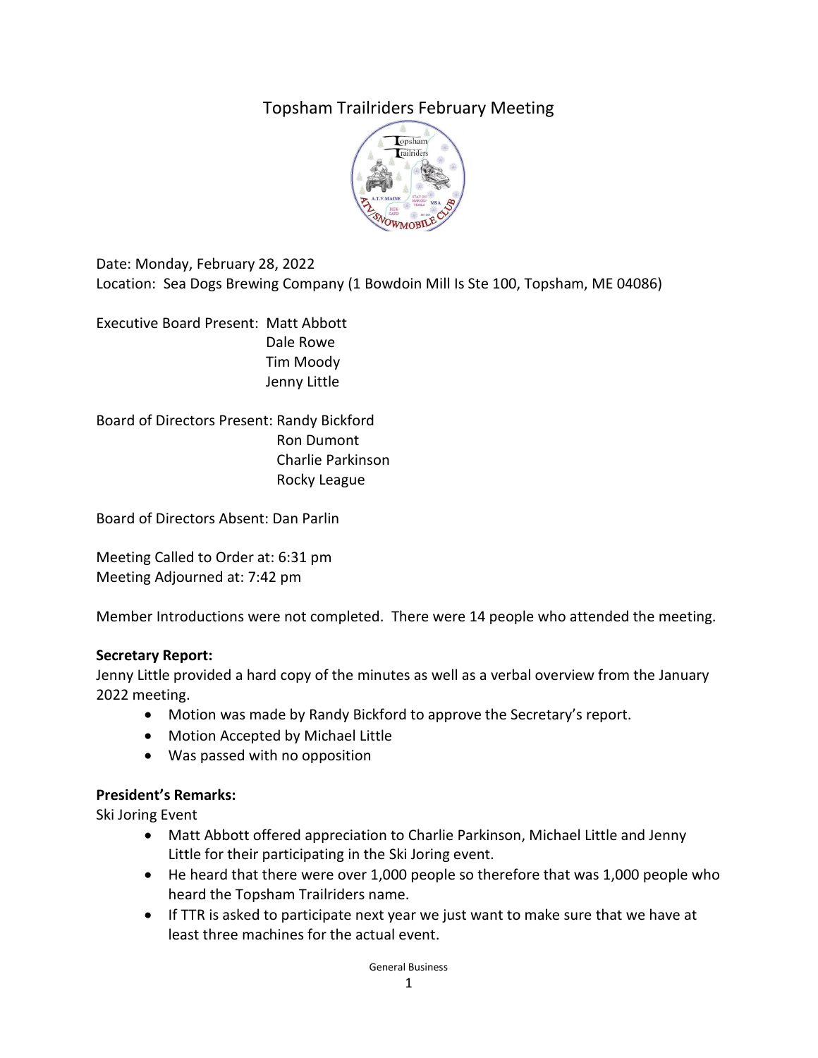# Topsham Trailriders February Meeting

Date: Monday, February 28, 2022
Location: Sea Dogs Brewing Company (1 Bowdoin Mill Is Ste 100, Topsham, ME 04086)

Executive Board Present: Matt Abbott
Dale Rowe
Tim Moody
Jenny Little

Board of Directors Present: Randy Bickford
Ron Dumont
Charlie Parkinson
Rocky League

Board of Directors Absent: Dan Parlin

Meeting Called to Order at: 6:31 pm
Meeting Adjourned at: 7:42 pm

Member Introductions were not completed. There were 14 people who attended the meeting.

**Secretary Report:**
Jenny Little provided a hard copy of the minutes as well as a verbal overview from the January 2022 meeting.

- Motion was made by Randy Bickford to approve the Secretary's report.
- Motion Accepted by Michael Little
- Was passed with no opposition

**President's Remarks:**
Ski Joring Event

- Matt Abbott offered appreciation to Charlie Parkinson, Michael Little and Jenny Little for their participating in the Ski Joring event.
- He heard that there were over 1,000 people so therefore that was 1,000 people who heard the Topsham Trailriders name.
- If TTR is asked to participate next year we just want to make sure that we have at least three machines for the actual event.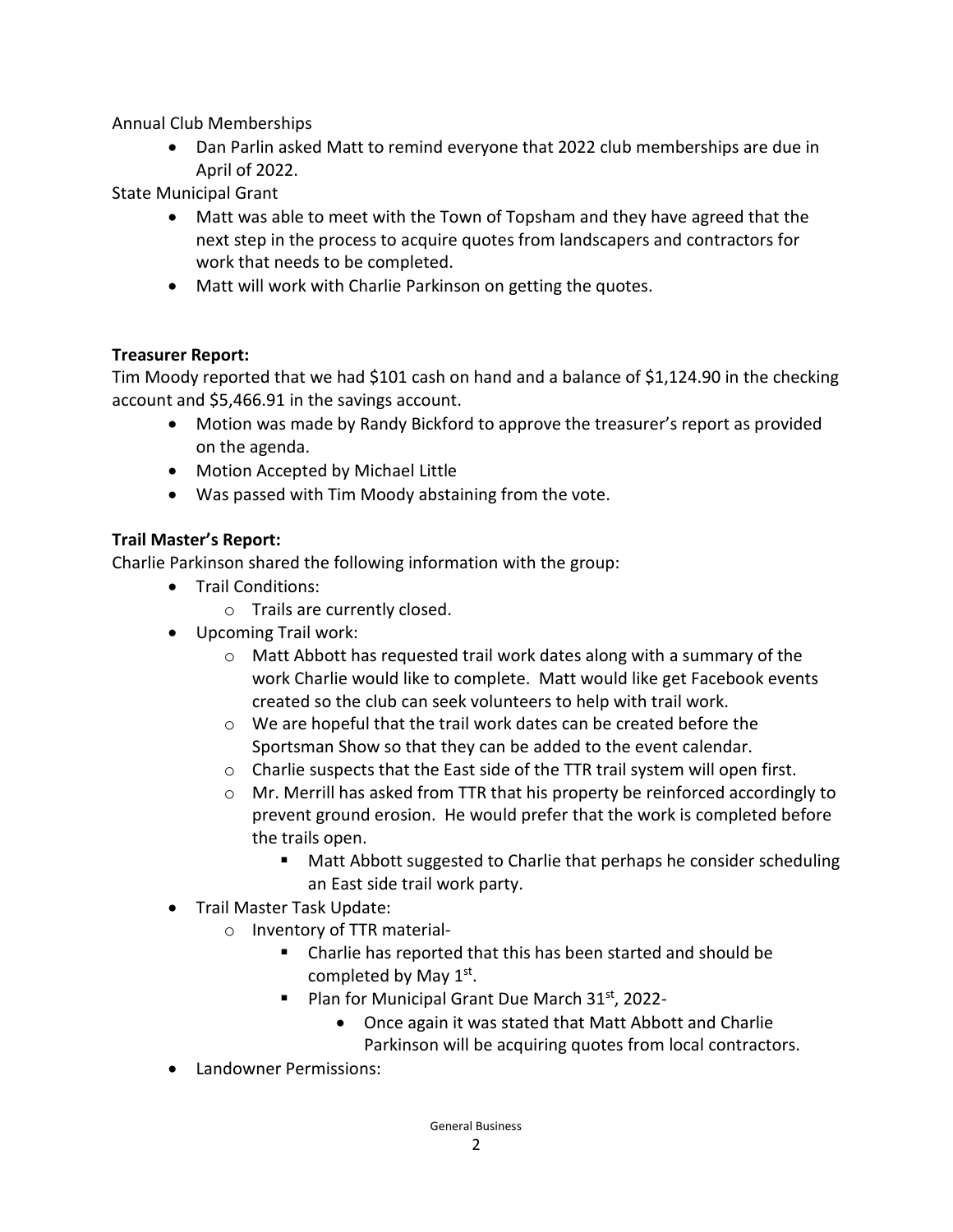Annual Club Memberships

- Dan Parlin asked Matt to remind everyone that 2022 club memberships are due in April of 2022.

State Municipal Grant

- Matt was able to meet with the Town of Topsham and they have agreed that the next step in the process to acquire quotes from landscapers and contractors for work that needs to be completed.
- Matt will work with Charlie Parkinson on getting the quotes.

**Treasurer Report:**

Tim Moody reported that we had $101 cash on hand and a balance of $1,124.90 in the checking account and $5,466.91 in the savings account.

- Motion was made by Randy Bickford to approve the treasurer's report as provided on the agenda.
- Motion Accepted by Michael Little
- Was passed with Tim Moody abstaining from the vote.

**Trail Master's Report:**

Charlie Parkinson shared the following information with the group:

- Trail Conditions:
  - Trails are currently closed.
- Upcoming Trail work:
  - Matt Abbott has requested trail work dates along with a summary of the work Charlie would like to complete. Matt would like get Facebook events created so the club can seek volunteers to help with trail work.
  - We are hopeful that the trail work dates can be created before the Sportsman Show so that they can be added to the event calendar.
  - Charlie suspects that the East side of the TTR trail system will open first.
  - Mr. Merrill has asked from TTR that his property be reinforced accordingly to prevent ground erosion. He would prefer that the work is completed before the trails open.
    - Matt Abbott suggested to Charlie that perhaps he consider scheduling an East side trail work party.
- Trail Master Task Update:
  - Inventory of TTR material-
    - Charlie has reported that this has been started and should be completed by May 1st.
    - Plan for Municipal Grant Due March 31st, 2022-
      - Once again it was stated that Matt Abbott and Charlie Parkinson will be acquiring quotes from local contractors.
- Landowner Permissions: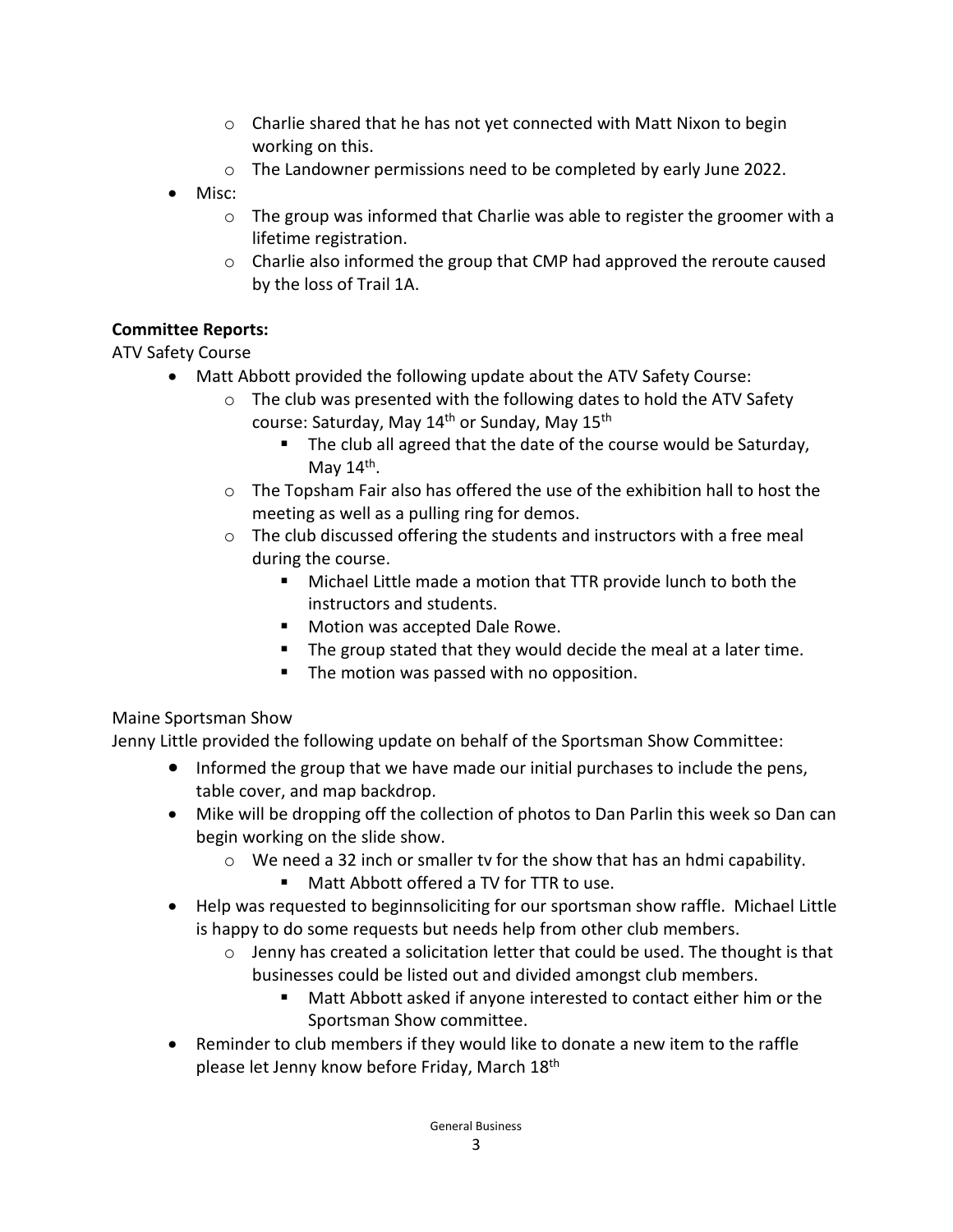- Charlie shared that he has not yet connected with Matt Nixon to begin working on this.
    - The Landowner permissions need to be completed by early June 2022.
- Misc:
    - The group was informed that Charlie was able to register the groomer with a lifetime registration.
    - Charlie also informed the group that CMP had approved the reroute caused by the loss of Trail 1A.

**Committee Reports:**

ATV Safety Course

- Matt Abbott provided the following update about the ATV Safety Course:
    - The club was presented with the following dates to hold the ATV Safety course: Saturday, May 14th or Sunday, May 15th
        - The club all agreed that the date of the course would be Saturday, May 14th.
    - The Topsham Fair also has offered the use of the exhibition hall to host the meeting as well as a pulling ring for demos.
    - The club discussed offering the students and instructors with a free meal during the course.
        - Michael Little made a motion that TTR provide lunch to both the instructors and students.
        - Motion was accepted Dale Rowe.
        - The group stated that they would decide the meal at a later time.
        - The motion was passed with no opposition.

Maine Sportsman Show

Jenny Little provided the following update on behalf of the Sportsman Show Committee:

- Informed the group that we have made our initial purchases to include the pens, table cover, and map backdrop.
- Mike will be dropping off the collection of photos to Dan Parlin this week so Dan can begin working on the slide show.
    - We need a 32 inch or smaller tv for the show that has an hdmi capability.
        - Matt Abbott offered a TV for TTR to use.
- Help was requested to beginnsoliciting for our sportsman show raffle. Michael Little is happy to do some requests but needs help from other club members.
    - Jenny has created a solicitation letter that could be used. The thought is that businesses could be listed out and divided amongst club members.
        - Matt Abbott asked if anyone interested to contact either him or the Sportsman Show committee.
- Reminder to club members if they would like to donate a new item to the raffle please let Jenny know before Friday, March 18th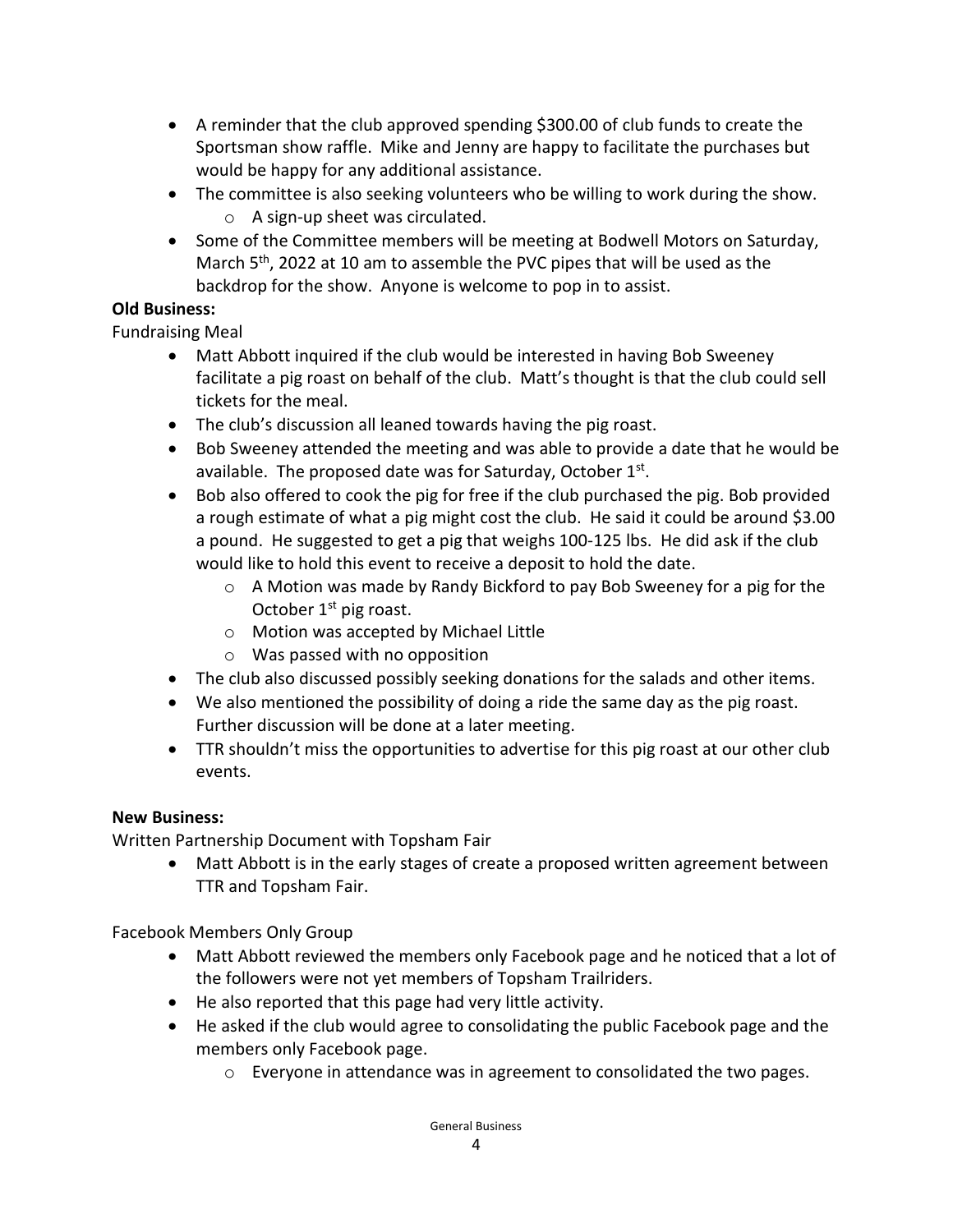- A reminder that the club approved spending $300.00 of club funds to create the Sportsman show raffle. Mike and Jenny are happy to facilitate the purchases but would be happy for any additional assistance.
- The committee is also seeking volunteers who be willing to work during the show.
  - A sign-up sheet was circulated.
- Some of the Committee members will be meeting at Bodwell Motors on Saturday, March 5th, 2022 at 10 am to assemble the PVC pipes that will be used as the backdrop for the show. Anyone is welcome to pop in to assist.

**Old Business:**

Fundraising Meal

- Matt Abbott inquired if the club would be interested in having Bob Sweeney facilitate a pig roast on behalf of the club. Matt's thought is that the club could sell tickets for the meal.
- The club's discussion all leaned towards having the pig roast.
- Bob Sweeney attended the meeting and was able to provide a date that he would be available. The proposed date was for Saturday, October 1st.
- Bob also offered to cook the pig for free if the club purchased the pig. Bob provided a rough estimate of what a pig might cost the club. He said it could be around $3.00 a pound. He suggested to get a pig that weighs 100-125 lbs. He did ask if the club would like to hold this event to receive a deposit to hold the date.
  - A Motion was made by Randy Bickford to pay Bob Sweeney for a pig for the October 1st pig roast.
  - Motion was accepted by Michael Little
  - Was passed with no opposition
- The club also discussed possibly seeking donations for the salads and other items.
- We also mentioned the possibility of doing a ride the same day as the pig roast. Further discussion will be done at a later meeting.
- TTR shouldn't miss the opportunities to advertise for this pig roast at our other club events.

**New Business:**

Written Partnership Document with Topsham Fair

- Matt Abbott is in the early stages of create a proposed written agreement between TTR and Topsham Fair.

Facebook Members Only Group

- Matt Abbott reviewed the members only Facebook page and he noticed that a lot of the followers were not yet members of Topsham Trailriders.
- He also reported that this page had very little activity.
- He asked if the club would agree to consolidating the public Facebook page and the members only Facebook page.
  - Everyone in attendance was in agreement to consolidated the two pages.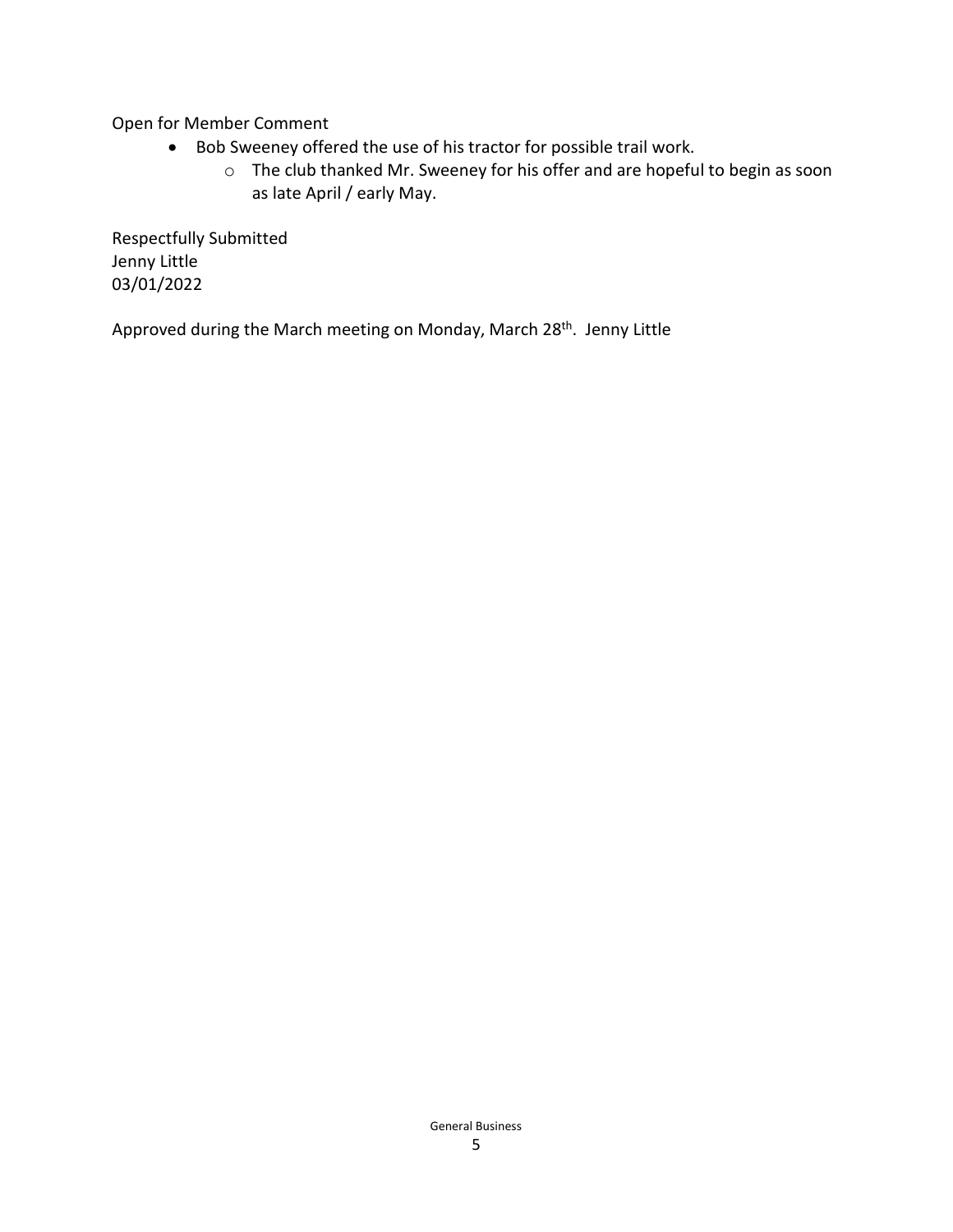Open for Member Comment

- Bob Sweeney offered the use of his tractor for possible trail work.
  - The club thanked Mr. Sweeney for his offer and are hopeful to begin as soon as late April / early May.

Respectfully Submitted  
Jenny Little  
03/01/2022

Approved during the March meeting on Monday, March 28th. Jenny Little